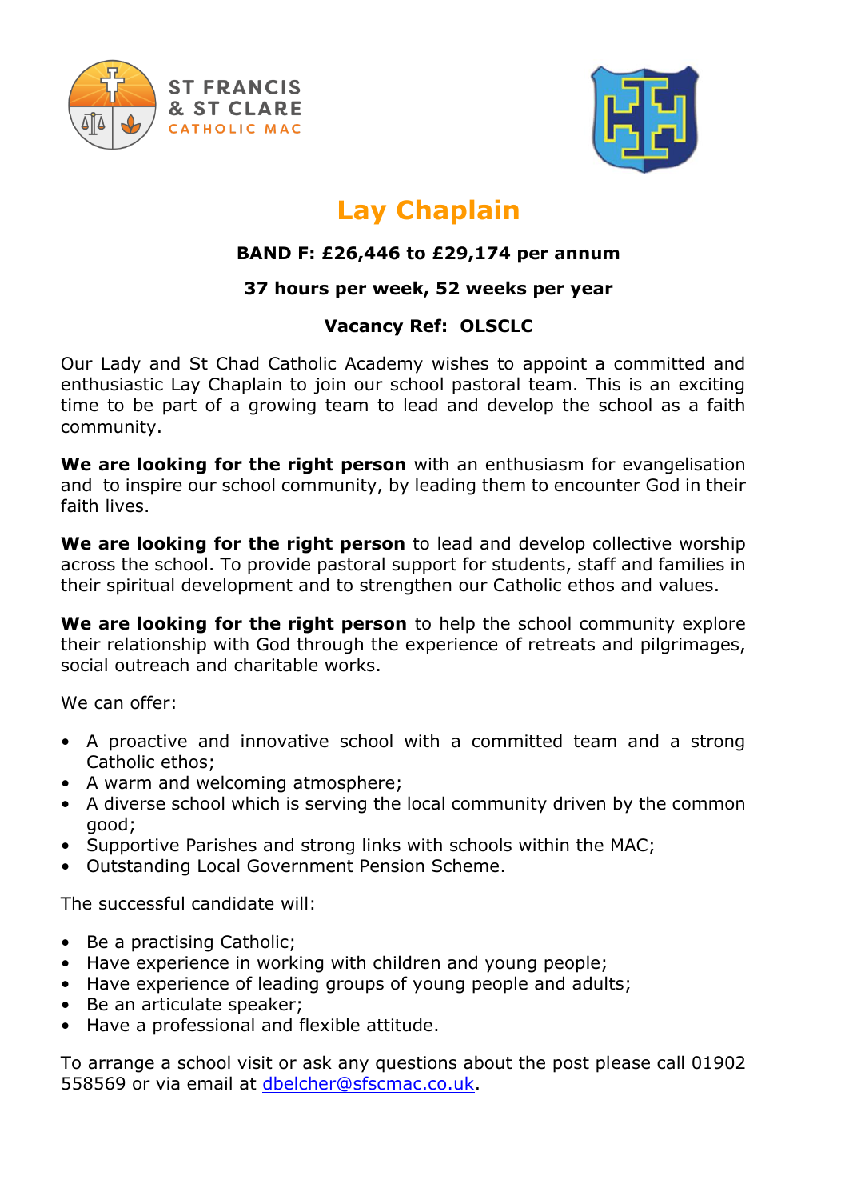ST FRANCIS & ST CLARE CATHOLIC MAC

# Lay Chaplain

**BAND F: £26,446 to £29,174 per annum**

**37 hours per week, 52 weeks per year**

**Vacancy Ref: OLSCLC**

Our Lady and St Chad Catholic Academy wishes to appoint a committed and enthusiastic Lay Chaplain to join our school pastoral team. This is an exciting time to be part of a growing team to lead and develop the school as a faith community.

**We are looking for the right person** with an enthusiasm for evangelisation and to inspire our school community, by leading them to encounter God in their faith lives.

**We are looking for the right person** to lead and develop collective worship across the school. To provide pastoral support for students, staff and families in their spiritual development and to strengthen our Catholic ethos and values.

**We are looking for the right person** to help the school community explore their relationship with God through the experience of retreats and pilgrimages, social outreach and charitable works.

We can offer:

- A proactive and innovative school with a committed team and a strong Catholic ethos;
- A warm and welcoming atmosphere;
- A diverse school which is serving the local community driven by the common good;
- Supportive Parishes and strong links with schools within the MAC;
- Outstanding Local Government Pension Scheme.

The successful candidate will:

- Be a practising Catholic;
- Have experience in working with children and young people;
- Have experience of leading groups of young people and adults;
- Be an articulate speaker;
- Have a professional and flexible attitude.

To arrange a school visit or ask any questions about the post please call 01902 558569 or via email at dbelcher@sfscmac.co.uk.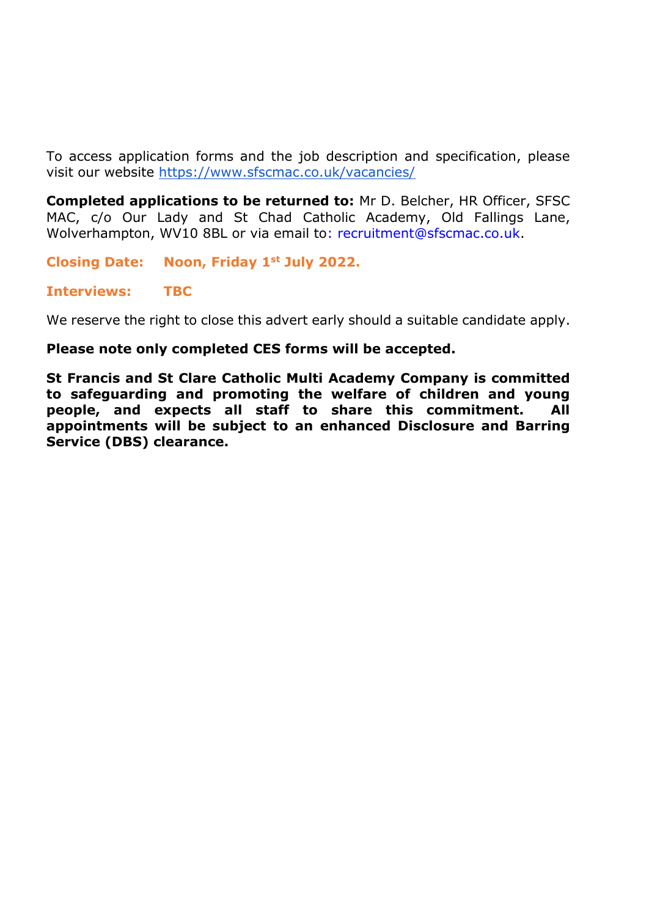To access application forms and the job description and specification, please visit our website https://www.sfscmac.co.uk/vacancies/

**Completed applications to be returned to:** Mr D. Belcher, HR Officer, SFSC MAC, c/o Our Lady and St Chad Catholic Academy, Old Fallings Lane, Wolverhampton, WV10 8BL or via email to: recruitment@sfscmac.co.uk.

**Closing Date:** **Noon, Friday 1st July 2022.**

**Interviews:** **TBC**

We reserve the right to close this advert early should a suitable candidate apply.

**Please note only completed CES forms will be accepted.**

**St Francis and St Clare Catholic Multi Academy Company is committed to safeguarding and promoting the welfare of children and young people, and expects all staff to share this commitment. All appointments will be subject to an enhanced Disclosure and Barring Service (DBS) clearance.**